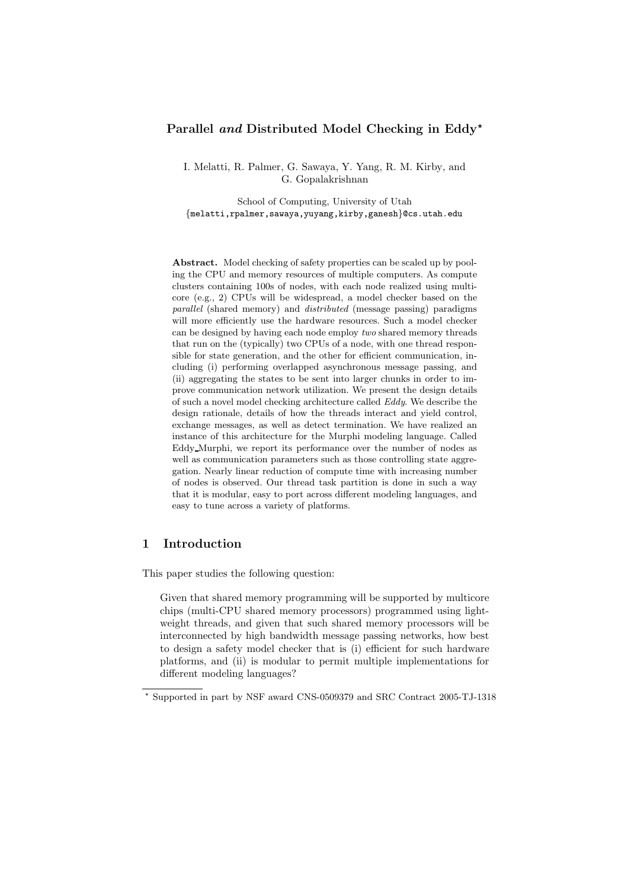# Parallel *and* Distributed Model Checking in Eddy*

I. Melatti, R. Palmer, G. Sawaya, Y. Yang, R. M. Kirby, and G. Gopalakrishnan

School of Computing, University of Utah
{melatti,rpalmer,sawaya,yuyang,kirby,ganesh}@cs.utah.edu

**Abstract.** Model checking of safety properties can be scaled up by pooling the CPU and memory resources of multiple computers. As compute clusters containing 100s of nodes, with each node realized using multicore (e.g., 2) CPUs will be widespread, a model checker based on the *parallel* (shared memory) and *distributed* (message passing) paradigms will more efficiently use the hardware resources. Such a model checker can be designed by having each node employ *two* shared memory threads that run on the (typically) two CPUs of a node, with one thread responsible for state generation, and the other for efficient communication, including (i) performing overlapped asynchronous message passing, and (ii) aggregating the states to be sent into larger chunks in order to improve communication network utilization. We present the design details of such a novel model checking architecture called *Eddy*. We describe the design rationale, details of how the threads interact and yield control, exchange messages, as well as detect termination. We have realized an instance of this architecture for the Murphi modeling language. Called Eddy_Murphi, we report its performance over the number of nodes as well as communication parameters such as those controlling state aggregation. Nearly linear reduction of compute time with increasing number of nodes is observed. Our thread task partition is done in such a way that it is modular, easy to port across different modeling languages, and easy to tune across a variety of platforms.

## 1 Introduction

This paper studies the following question:

> Given that shared memory programming will be supported by multicore chips (multi-CPU shared memory processors) programmed using lightweight threads, and given that such shared memory processors will be interconnected by high bandwidth message passing networks, how best to design a safety model checker that is (i) efficient for such hardware platforms, and (ii) is modular to permit multiple implementations for different modeling languages?

---

\* Supported in part by NSF award CNS-0509379 and SRC Contract 2005-TJ-1318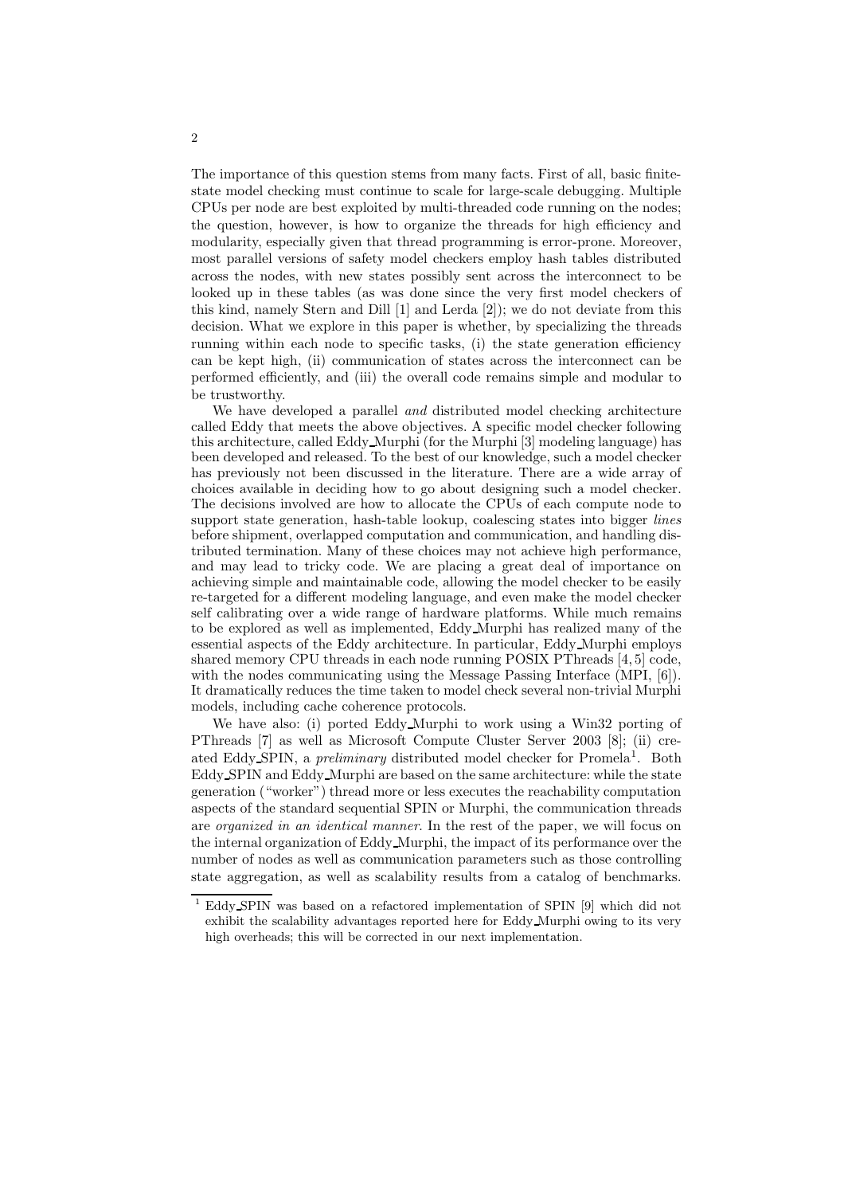The importance of this question stems from many facts. First of all, basic finite-state model checking must continue to scale for large-scale debugging. Multiple CPUs per node are best exploited by multi-threaded code running on the nodes; the question, however, is how to organize the threads for high efficiency and modularity, especially given that thread programming is error-prone. Moreover, most parallel versions of safety model checkers employ hash tables distributed across the nodes, with new states possibly sent across the interconnect to be looked up in these tables (as was done since the very first model checkers of this kind, namely Stern and Dill [1] and Lerda [2]); we do not deviate from this decision. What we explore in this paper is whether, by specializing the threads running within each node to specific tasks, (i) the state generation efficiency can be kept high, (ii) communication of states across the interconnect can be performed efficiently, and (iii) the overall code remains simple and modular to be trustworthy.

We have developed a parallel *and* distributed model checking architecture called Eddy that meets the above objectives. A specific model checker following this architecture, called Eddy_Murphi (for the Murphi [3] modeling language) has been developed and released. To the best of our knowledge, such a model checker has previously not been discussed in the literature. There are a wide array of choices available in deciding how to go about designing such a model checker. The decisions involved are how to allocate the CPUs of each compute node to support state generation, hash-table lookup, coalescing states into bigger *lines* before shipment, overlapped computation and communication, and handling distributed termination. Many of these choices may not achieve high performance, and may lead to tricky code. We are placing a great deal of importance on achieving simple and maintainable code, allowing the model checker to be easily re-targeted for a different modeling language, and even make the model checker self calibrating over a wide range of hardware platforms. While much remains to be explored as well as implemented, Eddy_Murphi has realized many of the essential aspects of the Eddy architecture. In particular, Eddy_Murphi employs shared memory CPU threads in each node running POSIX PThreads [4,5] code, with the nodes communicating using the Message Passing Interface (MPI, [6]). It dramatically reduces the time taken to model check several non-trivial Murphi models, including cache coherence protocols.

We have also: (i) ported Eddy_Murphi to work using a Win32 porting of PThreads [7] as well as Microsoft Compute Cluster Server 2003 [8]; (ii) created Eddy_SPIN, a *preliminary* distributed model checker for Promela[1]. Both Eddy_SPIN and Eddy_Murphi are based on the same architecture: while the state generation ("worker") thread more or less executes the reachability computation aspects of the standard sequential SPIN or Murphi, the communication threads are *organized in an identical manner*. In the rest of the paper, we will focus on the internal organization of Eddy_Murphi, the impact of its performance over the number of nodes as well as communication parameters such as those controlling state aggregation, as well as scalability results from a catalog of benchmarks.

[1] Eddy_SPIN was based on a refactored implementation of SPIN [9] which did not exhibit the scalability advantages reported here for Eddy_Murphi owing to its very high overheads; this will be corrected in our next implementation.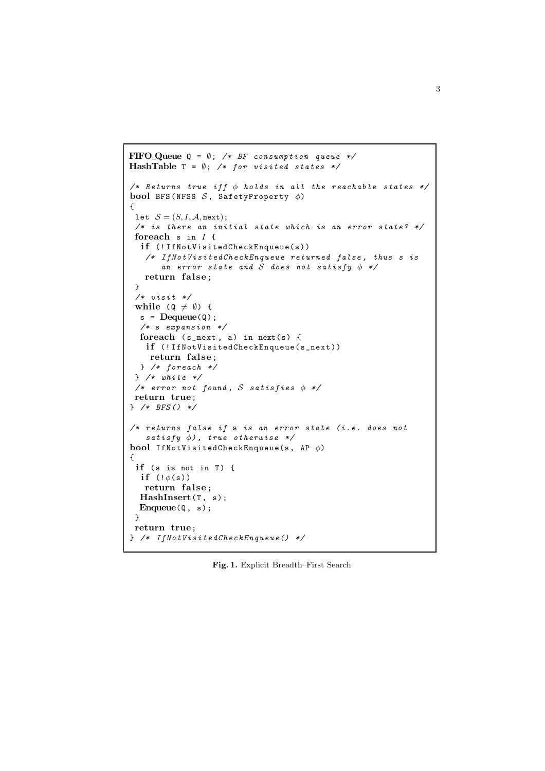```
FIFO_Queue Q = ∅; /* BF consumption queue */
HashTable T = ∅; /* for visited states */

/* Returns true iff φ holds in all the reachable states */
bool BFS(NFSS 𝒮, SafetyProperty φ)
{
 let 𝒮 = (S, I, 𝒜, next);
 /* is there an initial state which is an error state? */
 foreach s in I {
  if (!IfNotVisitedCheckEnqueue(s))
   /* IfNotVisitedCheckEnqueue returned false, thus s is
      an error state and 𝒮 does not satisfy φ */
   return false;
 }
 /* visit */
 while (Q ≠ ∅) {
  s = Dequeue(Q);
  /* s expansion */
  foreach (s_next, a) in next(s) {
   if (!IfNotVisitedCheckEnqueue(s_next))
    return false;
  } /* foreach */
 } /* while */
 /* error not found, 𝒮 satisfies φ */
 return true;
} /* BFS() */

/* returns false if s is an error state (i.e. does not
   satisfy φ), true otherwise */
bool IfNotVisitedCheckEnqueue(s, AP φ)
{
 if (s is not in T) {
  if (!φ(s))
   return false;
  HashInsert(T, s);
  Enqueue(Q, s);
 }
 return true;
} /* IfNotVisitedCheckEnqueue() */
```

**Fig. 1.** Explicit Breadth–First Search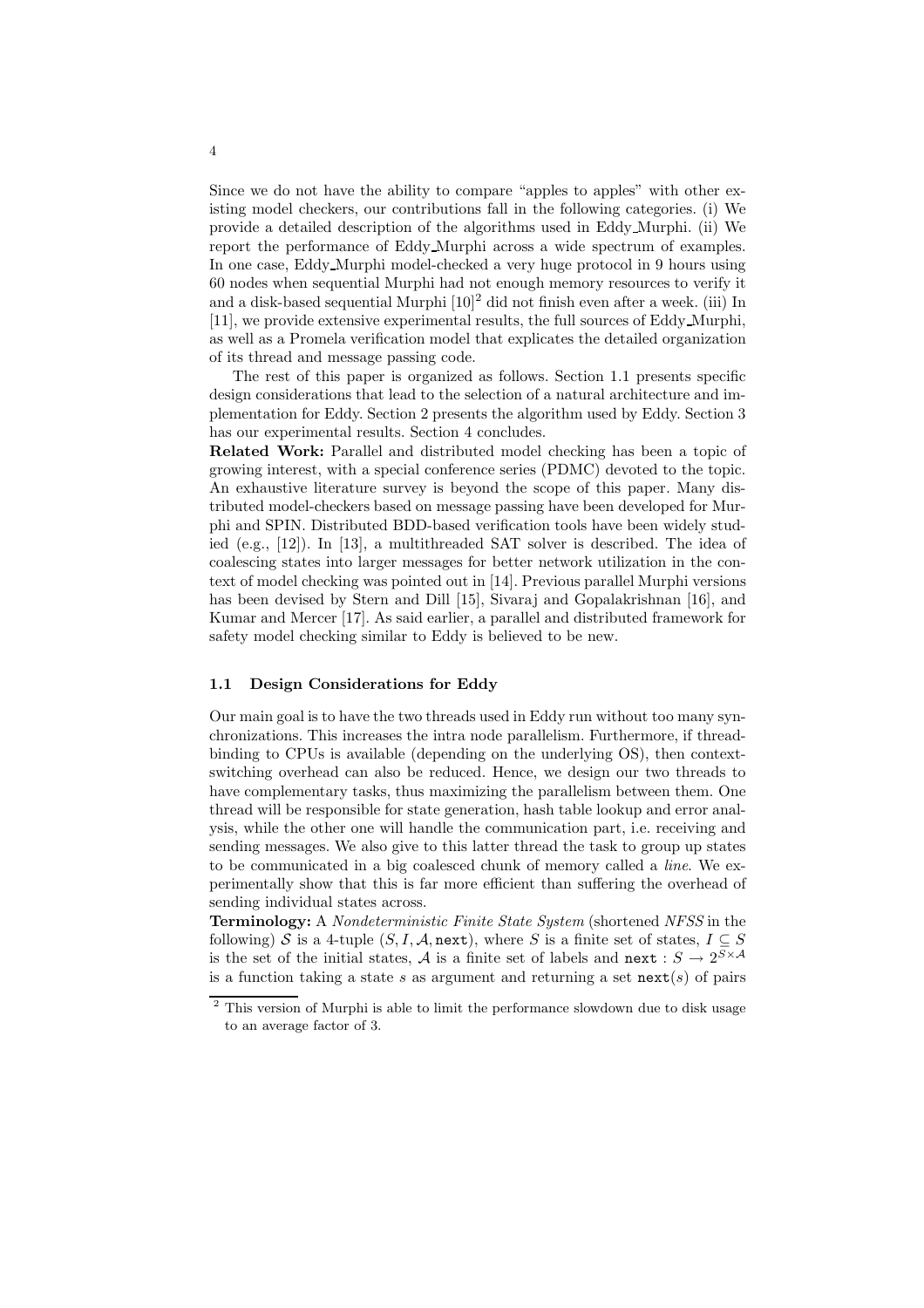Since we do not have the ability to compare "apples to apples" with other existing model checkers, our contributions fall in the following categories. (i) We provide a detailed description of the algorithms used in Eddy_Murphi. (ii) We report the performance of Eddy_Murphi across a wide spectrum of examples. In one case, Eddy_Murphi model-checked a very huge protocol in 9 hours using 60 nodes when sequential Murphi had not enough memory resources to verify it and a disk-based sequential Murphi [10][2] did not finish even after a week. (iii) In [11], we provide extensive experimental results, the full sources of Eddy_Murphi, as well as a Promela verification model that explicates the detailed organization of its thread and message passing code.

The rest of this paper is organized as follows. Section 1.1 presents specific design considerations that lead to the selection of a natural architecture and implementation for Eddy. Section 2 presents the algorithm used by Eddy. Section 3 has our experimental results. Section 4 concludes.

**Related Work:** Parallel and distributed model checking has been a topic of growing interest, with a special conference series (PDMC) devoted to the topic. An exhaustive literature survey is beyond the scope of this paper. Many distributed model-checkers based on message passing have been developed for Murphi and SPIN. Distributed BDD-based verification tools have been widely studied (e.g., [12]). In [13], a multithreaded SAT solver is described. The idea of coalescing states into larger messages for better network utilization in the context of model checking was pointed out in [14]. Previous parallel Murphi versions has been devised by Stern and Dill [15], Sivaraj and Gopalakrishnan [16], and Kumar and Mercer [17]. As said earlier, a parallel and distributed framework for safety model checking similar to Eddy is believed to be new.

### 1.1 Design Considerations for Eddy

Our main goal is to have the two threads used in Eddy run without too many synchronizations. This increases the intra node parallelism. Furthermore, if thread-binding to CPUs is available (depending on the underlying OS), then context-switching overhead can also be reduced. Hence, we design our two threads to have complementary tasks, thus maximizing the parallelism between them. One thread will be responsible for state generation, hash table lookup and error analysis, while the other one will handle the communication part, i.e. receiving and sending messages. We also give to this latter thread the task to group up states to be communicated in a big coalesced chunk of memory called a *line*. We experimentally show that this is far more efficient than suffering the overhead of sending individual states across.

**Terminology:** A *Nondeterministic Finite State System* (shortened *NFSS* in the following) $\mathcal{S}$ is a 4-tuple $(S, I, \mathcal{A}, \texttt{next})$, where $S$ is a finite set of states, $I \subseteq S$ is the set of the initial states, $\mathcal{A}$ is a finite set of labels and $\texttt{next} : S \to 2^{S \times \mathcal{A}}$ is a function taking a state $s$ as argument and returning a set $\texttt{next}(s)$ of pairs

[2] This version of Murphi is able to limit the performance slowdown due to disk usage to an average factor of 3.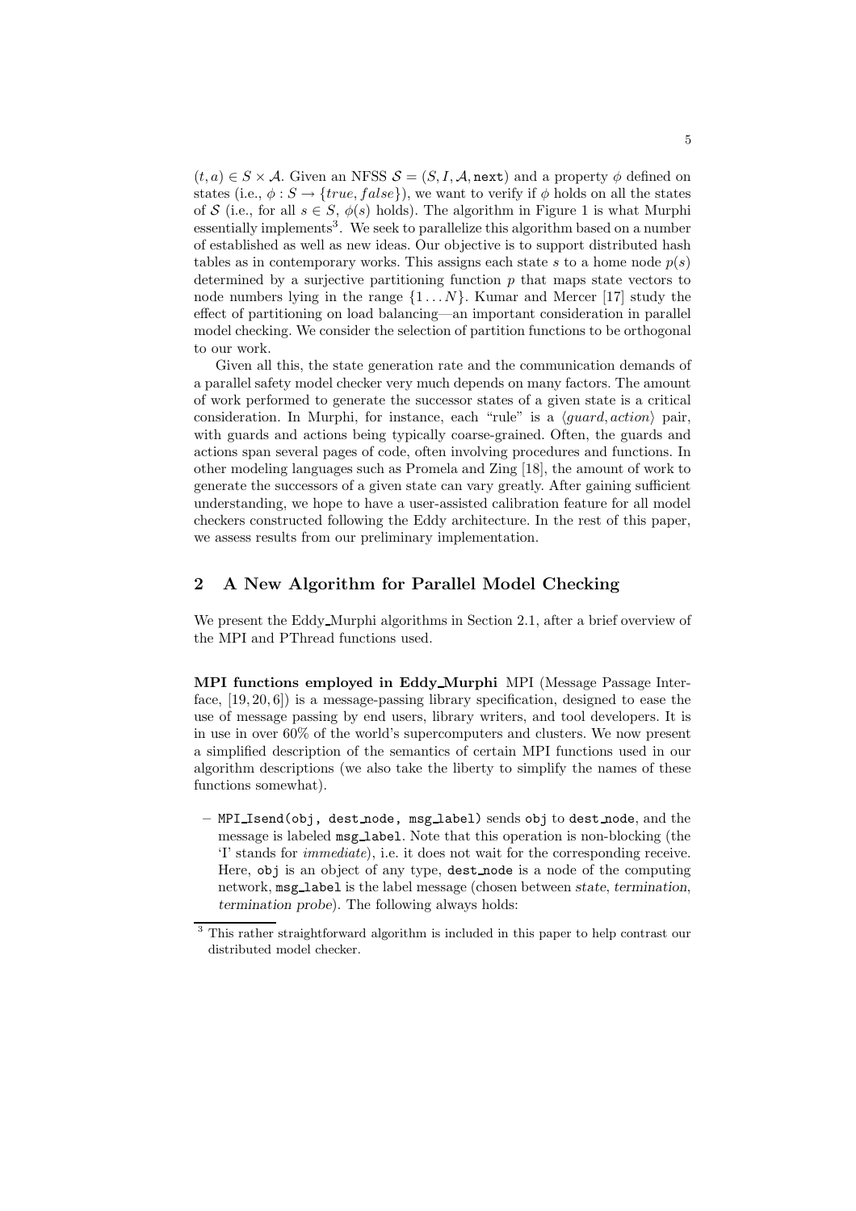$(t, a) \in S \times \mathcal{A}$. Given an NFSS $\mathcal{S} = (S, I, \mathcal{A}, \texttt{next})$ and a property $\phi$ defined on states (i.e., $\phi : S \rightarrow \{true, false\}$), we want to verify if $\phi$ holds on all the states of $\mathcal{S}$ (i.e., for all $s \in S$, $\phi(s)$ holds). The algorithm in Figure 1 is what Murphi essentially implements[3]. We seek to parallelize this algorithm based on a number of established as well as new ideas. Our objective is to support distributed hash tables as in contemporary works. This assigns each state $s$ to a home node $p(s)$ determined by a surjective partitioning function $p$ that maps state vectors to node numbers lying in the range $\{1 \ldots N\}$. Kumar and Mercer [17] study the effect of partitioning on load balancing—an important consideration in parallel model checking. We consider the selection of partition functions to be orthogonal to our work.

Given all this, the state generation rate and the communication demands of a parallel safety model checker very much depends on many factors. The amount of work performed to generate the successor states of a given state is a critical consideration. In Murphi, for instance, each "rule" is a $\langle guard, action \rangle$ pair, with guards and actions being typically coarse-grained. Often, the guards and actions span several pages of code, often involving procedures and functions. In other modeling languages such as Promela and Zing [18], the amount of work to generate the successors of a given state can vary greatly. After gaining sufficient understanding, we hope to have a user-assisted calibration feature for all model checkers constructed following the Eddy architecture. In the rest of this paper, we assess results from our preliminary implementation.

## 2 A New Algorithm for Parallel Model Checking

We present the Eddy_Murphi algorithms in Section 2.1, after a brief overview of the MPI and PThread functions used.

**MPI functions employed in Eddy_Murphi** MPI (Message Passage Interface, [19, 20, 6]) is a message-passing library specification, designed to ease the use of message passing by end users, library writers, and tool developers. It is in use in over 60% of the world's supercomputers and clusters. We now present a simplified description of the semantics of certain MPI functions used in our algorithm descriptions (we also take the liberty to simplify the names of these functions somewhat).

– `MPI_Isend(obj, dest_node, msg_label)` sends `obj` to `dest_node`, and the message is labeled `msg_label`. Note that this operation is non-blocking (the 'I' stands for *immediate*), i.e. it does not wait for the corresponding receive. Here, `obj` is an object of any type, `dest_node` is a node of the computing network, `msg_label` is the label message (chosen between *state*, *termination*, *termination probe*). The following always holds:

[3] This rather straightforward algorithm is included in this paper to help contrast our distributed model checker.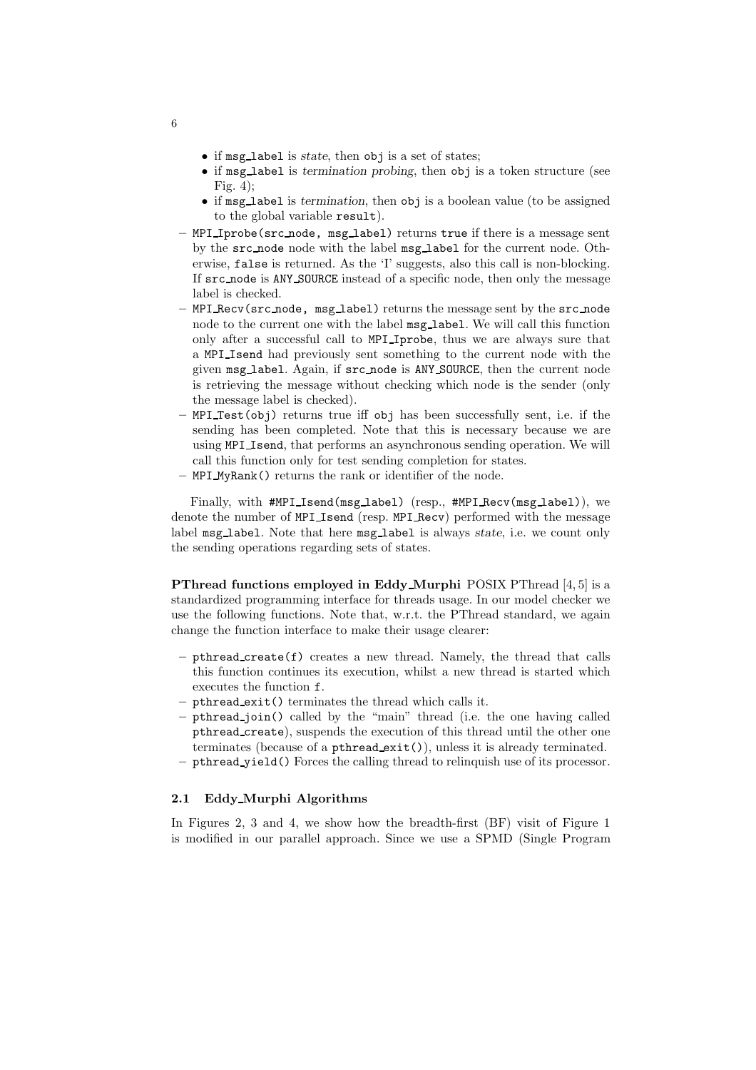- if msg_label is *state*, then obj is a set of states;
  - if msg_label is *termination probing*, then obj is a token structure (see Fig. 4);
  - if msg_label is *termination*, then obj is a boolean value (to be assigned to the global variable result).
- MPI_Iprobe(src_node, msg_label) returns true if there is a message sent by the src_node node with the label msg_label for the current node. Otherwise, false is returned. As the 'I' suggests, also this call is non-blocking. If src_node is ANY_SOURCE instead of a specific node, then only the message label is checked.
- MPI_Recv(src_node, msg_label) returns the message sent by the src_node node to the current one with the label msg_label. We will call this function only after a successful call to MPI_Iprobe, thus we are always sure that a MPI_Isend had previously sent something to the current node with the given msg_label. Again, if src_node is ANY_SOURCE, then the current node is retrieving the message without checking which node is the sender (only the message label is checked).
- MPI_Test(obj) returns true iff obj has been successfully sent, i.e. if the sending has been completed. Note that this is necessary because we are using MPI_Isend, that performs an asynchronous sending operation. We will call this function only for test sending completion for states.
- MPI_MyRank() returns the rank or identifier of the node.

Finally, with #MPI_Isend(msg_label) (resp., #MPI_Recv(msg_label)), we denote the number of MPI_Isend (resp. MPI_Recv) performed with the message label msg_label. Note that here msg_label is always *state*, i.e. we count only the sending operations regarding sets of states.

**PThread functions employed in Eddy_Murphi** POSIX PThread [4, 5] is a standardized programming interface for threads usage. In our model checker we use the following functions. Note that, w.r.t. the PThread standard, we again change the function interface to make their usage clearer:

- pthread_create(f) creates a new thread. Namely, the thread that calls this function continues its execution, whilst a new thread is started which executes the function f.
- pthread_exit() terminates the thread which calls it.
- pthread_join() called by the "main" thread (i.e. the one having called pthread_create), suspends the execution of this thread until the other one terminates (because of a pthread_exit()), unless it is already terminated.
- pthread_yield() Forces the calling thread to relinquish use of its processor.

### 2.1 Eddy_Murphi Algorithms

In Figures 2, 3 and 4, we show how the breadth-first (BF) visit of Figure 1 is modified in our parallel approach. Since we use a SPMD (Single Program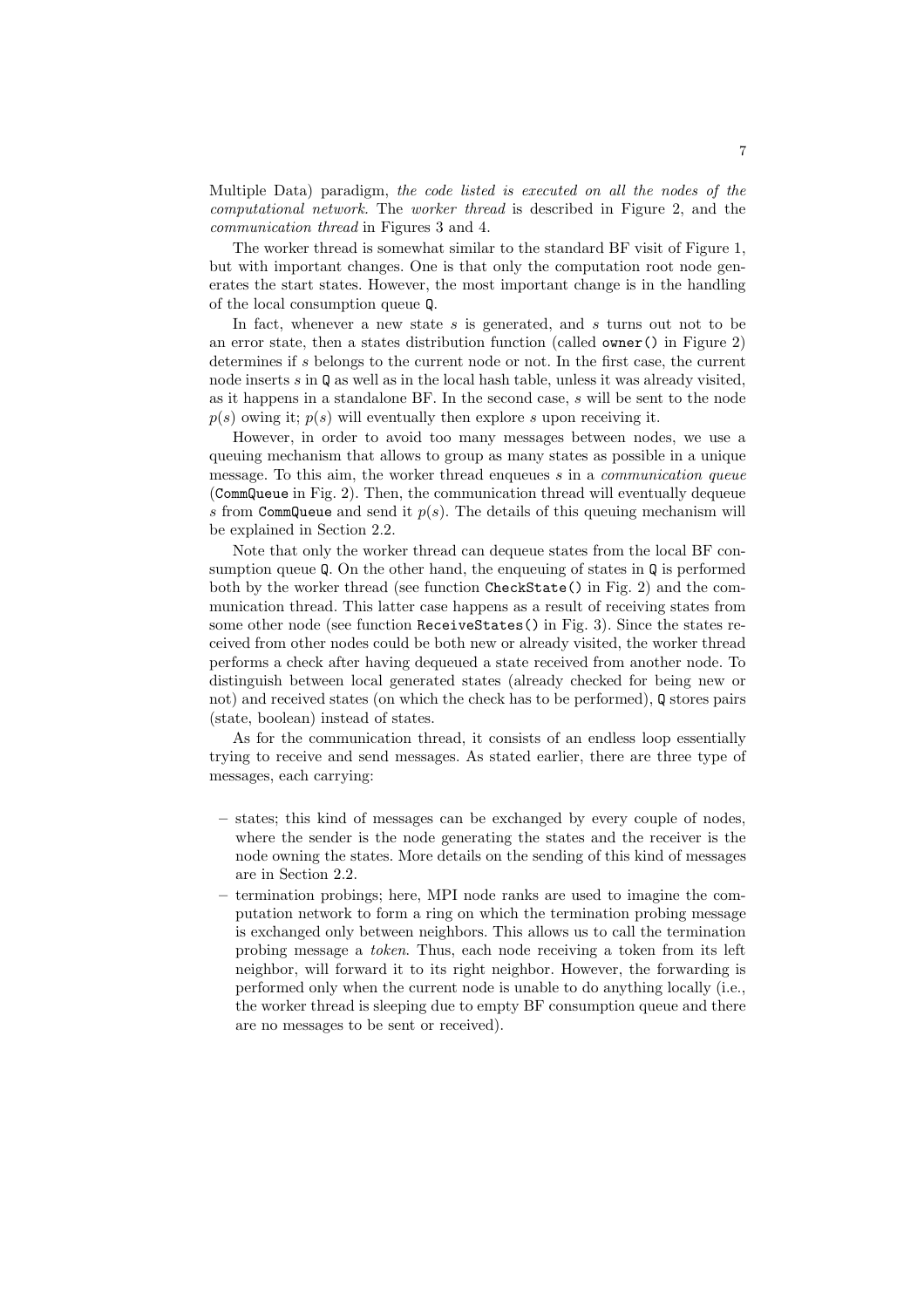Multiple Data) paradigm, *the code listed is executed on all the nodes of the computational network.* The *worker thread* is described in Figure 2, and the *communication thread* in Figures 3 and 4.

The worker thread is somewhat similar to the standard BF visit of Figure 1, but with important changes. One is that only the computation root node generates the start states. However, the most important change is in the handling of the local consumption queue `Q`.

In fact, whenever a new state $s$ is generated, and $s$ turns out not to be an error state, then a states distribution function (called `owner()` in Figure 2) determines if $s$ belongs to the current node or not. In the first case, the current node inserts $s$ in `Q` as well as in the local hash table, unless it was already visited, as it happens in a standalone BF. In the second case, $s$ will be sent to the node $p(s)$ owing it; $p(s)$ will eventually then explore $s$ upon receiving it.

However, in order to avoid too many messages between nodes, we use a queuing mechanism that allows to group as many states as possible in a unique message. To this aim, the worker thread enqueues $s$ in a *communication queue* (`CommQueue` in Fig. 2). Then, the communication thread will eventually dequeue $s$ from `CommQueue` and send it $p(s)$. The details of this queuing mechanism will be explained in Section 2.2.

Note that only the worker thread can dequeue states from the local BF consumption queue `Q`. On the other hand, the enqueuing of states in `Q` is performed both by the worker thread (see function `CheckState()` in Fig. 2) and the communication thread. This latter case happens as a result of receiving states from some other node (see function `ReceiveStates()` in Fig. 3). Since the states received from other nodes could be both new or already visited, the worker thread performs a check after having dequeued a state received from another node. To distinguish between local generated states (already checked for being new or not) and received states (on which the check has to be performed), `Q` stores pairs (state, boolean) instead of states.

As for the communication thread, it consists of an endless loop essentially trying to receive and send messages. As stated earlier, there are three type of messages, each carrying:

- states; this kind of messages can be exchanged by every couple of nodes, where the sender is the node generating the states and the receiver is the node owning the states. More details on the sending of this kind of messages are in Section 2.2.
- termination probings; here, MPI node ranks are used to imagine the computation network to form a ring on which the termination probing message is exchanged only between neighbors. This allows us to call the termination probing message a *token*. Thus, each node receiving a token from its left neighbor, will forward it to its right neighbor. However, the forwarding is performed only when the current node is unable to do anything locally (i.e., the worker thread is sleeping due to empty BF consumption queue and there are no messages to be sent or received).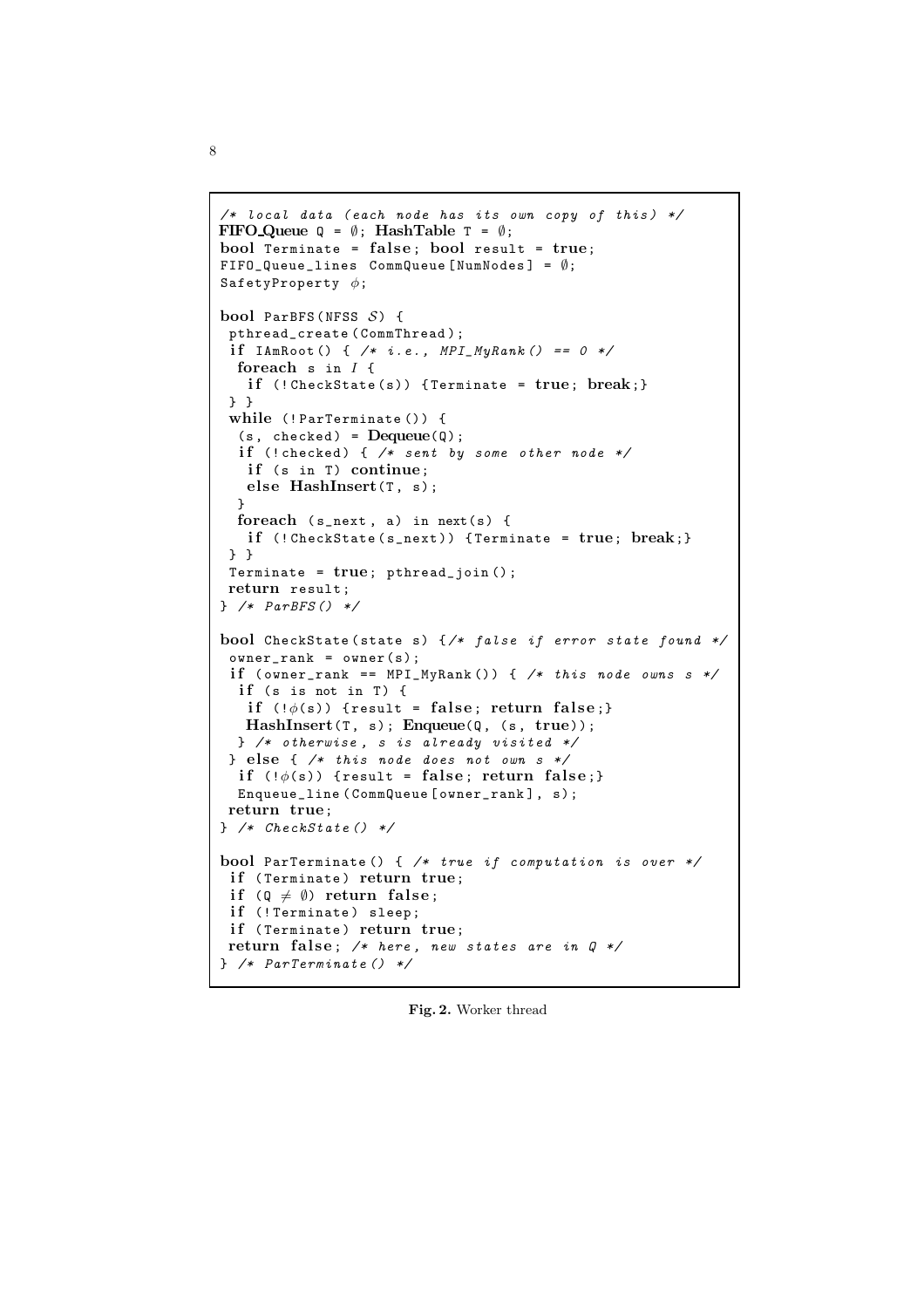```
/* local data (each node has its own copy of this) */
FIFO_Queue Q = ∅; HashTable T = ∅;
bool Terminate = false; bool result = true;
FIFO_Queue_lines CommQueue[NumNodes] = ∅;
SafetyProperty φ;

bool ParBFS(NFSS S) {
 pthread_create(CommThread);
 if IAmRoot() { /* i.e., MPI_MyRank() == 0 */
  foreach s in I {
   if (!CheckState(s)) {Terminate = true; break;}
 } }
 while (!ParTerminate()) {
  (s, checked) = Dequeue(Q);
  if (!checked) { /* sent by some other node */
   if (s in T) continue;
   else HashInsert(T, s);
  }
  foreach (s_next, a) in next(s) {
   if (!CheckState(s_next)) {Terminate = true; break;}
 } }
 Terminate = true; pthread_join();
 return result;
} /* ParBFS() */

bool CheckState(state s) {/* false if error state found */
 owner_rank = owner(s);
 if (owner_rank == MPI_MyRank()) { /* this node owns s */
  if (s is not in T) {
   if (!φ(s)) {result = false; return false;}
   HashInsert(T, s); Enqueue(Q, (s, true));
  } /* otherwise, s is already visited */
 } else { /* this node does not own s */
  if (!φ(s)) {result = false; return false;}
  Enqueue_line(CommQueue[owner_rank], s);
 return true;
} /* CheckState() */

bool ParTerminate() { /* true if computation is over */
 if (Terminate) return true;
 if (Q ≠ ∅) return false;
 if (!Terminate) sleep;
 if (Terminate) return true;
 return false; /* here, new states are in Q */
} /* ParTerminate() */
```

**Fig. 2.** Worker thread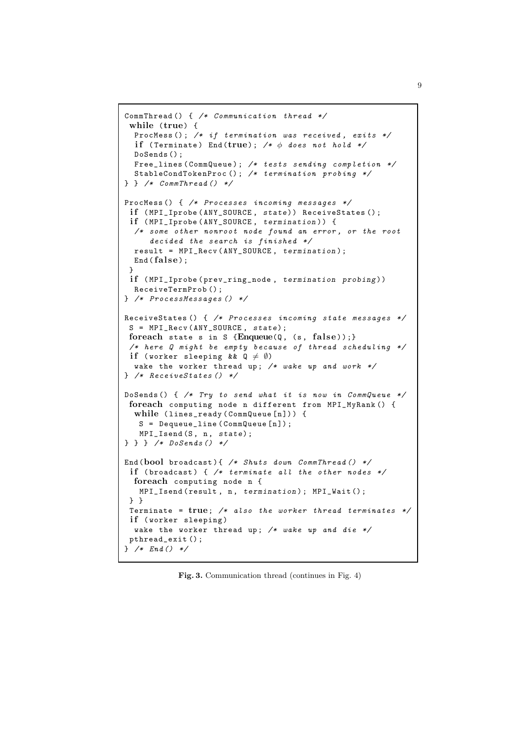```
CommThread() { /* Communication thread */
 while (true) {
  ProcMess(); /* if termination was received, exits */
  if (Terminate) End(true); /* φ does not hold */
  DoSends();
  Free_lines(CommQueue); /* tests sending completion */
  StableCondTokenProc(); /* termination probing */
} } /* CommThread() */

ProcMess() { /* Processes incoming messages */
 if (MPI_Iprobe(ANY_SOURCE, state)) ReceiveStates();
 if (MPI_Iprobe(ANY_SOURCE, termination)) {
  /* some other nonroot node found an error, or the root
     decided the search is finished */
  result = MPI_Recv(ANY_SOURCE, termination);
  End(false);
 }
 if (MPI_Iprobe(prev_ring_node, termination probing))
  ReceiveTermProb();
} /* ProcessMessages() */

ReceiveStates() { /* Processes incoming state messages */
 S = MPI_Recv(ANY_SOURCE, state);
 foreach state s in S {Enqueue(Q, (s, false));}
 /* here Q might be empty because of thread scheduling */
 if (worker sleeping && Q ≠ ∅)
  wake the worker thread up; /* wake up and work */
} /* ReceiveStates() */

DoSends() { /* Try to send what it is now in CommQueue */
 foreach computing node n different from MPI_MyRank() {
  while (lines_ready(CommQueue[n])) {
   S = Dequeue_line(CommQueue[n]);
   MPI_Isend(S, n, state);
} } } /* DoSends() */

End(bool broadcast){ /* Shuts down CommThread() */
 if (broadcast) { /* terminate all the other nodes */
  foreach computing node n {
   MPI_Isend(result, n, termination); MPI_Wait();
 } }
 Terminate = true; /* also the worker thread terminates */
 if (worker sleeping)
  wake the worker thread up; /* wake up and die */
 pthread_exit();
} /* End() */
```

**Fig. 3.** Communication thread (continues in Fig. 4)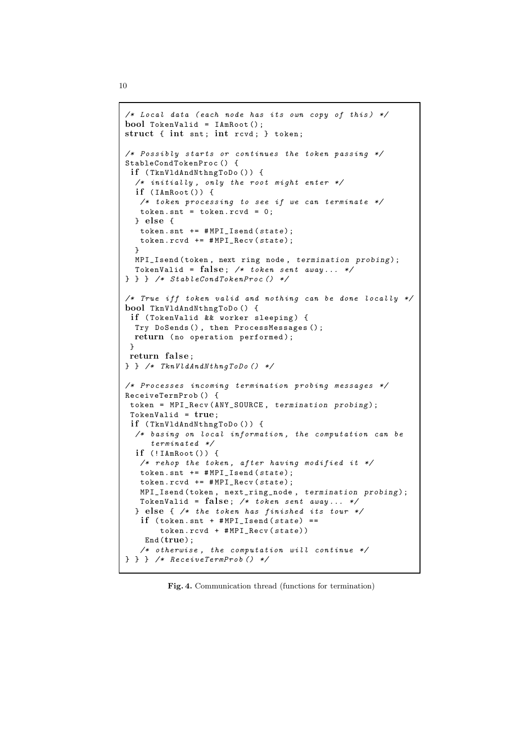```
/* Local data (each node has its own copy of this) */
bool TokenValid = IAmRoot();
struct { int snt; int rcvd; } token;

/* Possibly starts or continues the token passing */
StableCondTokenProc() {
 if (TknVldAndNthngToDo()) {
  /* initially, only the root might enter */
  if (IAmRoot()) {
   /* token processing to see if we can terminate */
   token.snt = token.rcvd = 0;
  } else {
   token.snt += #MPI_Isend(state);
   token.rcvd += #MPI_Recv(state);
  }
  MPI_Isend(token, next ring node, termination probing);
  TokenValid = false; /* token sent away... */
} } } /* StableCondTokenProc() */

/* True iff token valid and nothing can be done locally */
bool TknVldAndNthngToDo() {
 if (TokenValid && worker sleeping) {
  Try DoSends(), then ProcessMessages();
  return (no operation performed);
 }
 return false;
} } /* TknVldAndNthngToDo() */

/* Processes incoming termination probing messages */
ReceiveTermProb() {
 token = MPI_Recv(ANY_SOURCE, termination probing);
 TokenValid = true;
 if (TknVldAndNthngToDo()) {
  /* basing on local information, the computation can be
     terminated */
  if (!IAmRoot()) {
   /* rehop the token, after having modified it */
   token.snt += #MPI_Isend(state);
   token.rcvd += #MPI_Recv(state);
   MPI_Isend(token, next_ring_node, termination probing);
   TokenValid = false; /* token sent away... */
  } else { /* the token has finished its tour */
   if (token.snt + #MPI_Isend(state) ==
       token.rcvd + #MPI_Recv(state))
    End(true);
   /* otherwise, the computation will continue */
} } } /* ReceiveTermProb() */
```

**Fig. 4.** Communication thread (functions for termination)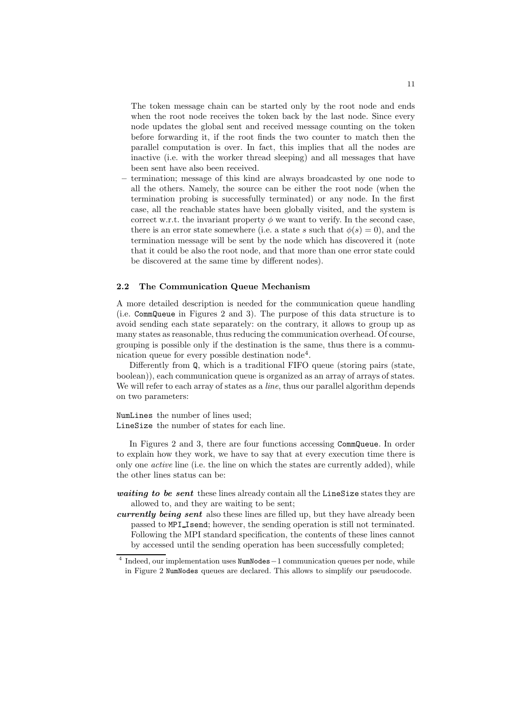The token message chain can be started only by the root node and ends when the root node receives the token back by the last node. Since every node updates the global sent and received message counting on the token before forwarding it, if the root finds the two counter to match then the parallel computation is over. In fact, this implies that all the nodes are inactive (i.e. with the worker thread sleeping) and all messages that have been sent have also been received.

– termination; message of this kind are always broadcasted by one node to all the others. Namely, the source can be either the root node (when the termination probing is successfully terminated) or any node. In the first case, all the reachable states have been globally visited, and the system is correct w.r.t. the invariant property $\phi$ we want to verify. In the second case, there is an error state somewhere (i.e. a state $s$ such that $\phi(s) = 0$), and the termination message will be sent by the node which has discovered it (note that it could be also the root node, and that more than one error state could be discovered at the same time by different nodes).

### 2.2 The Communication Queue Mechanism

A more detailed description is needed for the communication queue handling (i.e. `CommQueue` in Figures 2 and 3). The purpose of this data structure is to avoid sending each state separately: on the contrary, it allows to group up as many states as reasonable, thus reducing the communication overhead. Of course, grouping is possible only if the destination is the same, thus there is a communication queue for every possible destination node[4].

Differently from `Q`, which is a traditional FIFO queue (storing pairs (state, boolean)), each communication queue is organized as an array of arrays of states. We will refer to each array of states as a *line*, thus our parallel algorithm depends on two parameters:

`NumLines` the number of lines used;
`LineSize` the number of states for each line.

In Figures 2 and 3, there are four functions accessing `CommQueue`. In order to explain how they work, we have to say that at every execution time there is only one *active* line (i.e. the line on which the states are currently added), while the other lines status can be:

***waiting to be sent*** these lines already contain all the `LineSize` states they are allowed to, and they are waiting to be sent;

***currently being sent*** also these lines are filled up, but they have already been passed to `MPI_Isend`; however, the sending operation is still not terminated. Following the MPI standard specification, the contents of these lines cannot by accessed until the sending operation has been successfully completed;

[4] Indeed, our implementation uses `NumNodes`$-1$ communication queues per node, while in Figure 2 `NumNodes` queues are declared. This allows to simplify our pseudocode.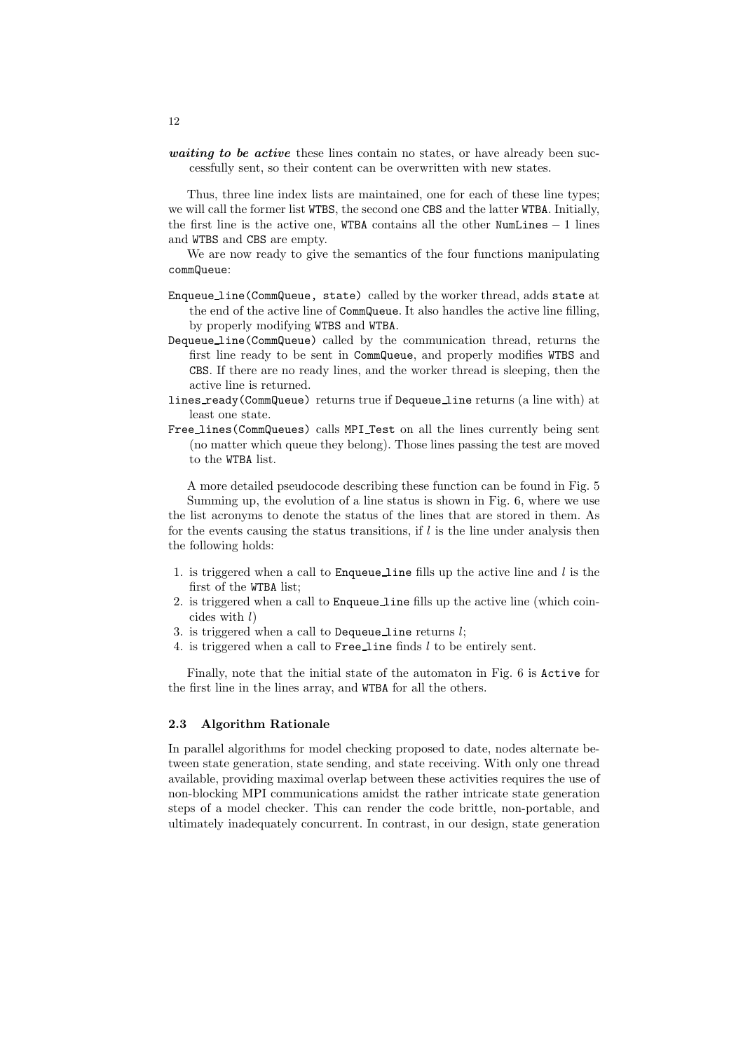**_waiting to be active_** these lines contain no states, or have already been successfully sent, so their content can be overwritten with new states.

Thus, three line index lists are maintained, one for each of these line types; we will call the former list `WTBS`, the second one `CBS` and the latter `WTBA`. Initially, the first line is the active one, `WTBA` contains all the other `NumLines` − 1 lines and `WTBS` and `CBS` are empty.

We are now ready to give the semantics of the four functions manipulating `commQueue`:

`Enqueue_line(CommQueue, state)` called by the worker thread, adds `state` at the end of the active line of `CommQueue`. It also handles the active line filling, by properly modifying `WTBS` and `WTBA`.

`Dequeue_line(CommQueue)` called by the communication thread, returns the first line ready to be sent in `CommQueue`, and properly modifies `WTBS` and `CBS`. If there are no ready lines, and the worker thread is sleeping, then the active line is returned.

`lines_ready(CommQueue)` returns true if `Dequeue_line` returns (a line with) at least one state.

`Free_lines(CommQueues)` calls `MPI_Test` on all the lines currently being sent (no matter which queue they belong). Those lines passing the test are moved to the `WTBA` list.

A more detailed pseudocode describing these function can be found in Fig. 5

Summing up, the evolution of a line status is shown in Fig. 6, where we use the list acronyms to denote the status of the lines that are stored in them. As for the events causing the status transitions, if $l$ is the line under analysis then the following holds:

1. is triggered when a call to `Enqueue_line` fills up the active line and $l$ is the first of the `WTBA` list;
2. is triggered when a call to `Enqueue_line` fills up the active line (which coincides with $l$)
3. is triggered when a call to `Dequeue_line` returns $l$;
4. is triggered when a call to `Free_line` finds $l$ to be entirely sent.

Finally, note that the initial state of the automaton in Fig. 6 is `Active` for the first line in the lines array, and `WTBA` for all the others.

### 2.3 Algorithm Rationale

In parallel algorithms for model checking proposed to date, nodes alternate between state generation, state sending, and state receiving. With only one thread available, providing maximal overlap between these activities requires the use of non-blocking MPI communications amidst the rather intricate state generation steps of a model checker. This can render the code brittle, non-portable, and ultimately inadequately concurrent. In contrast, in our design, state generation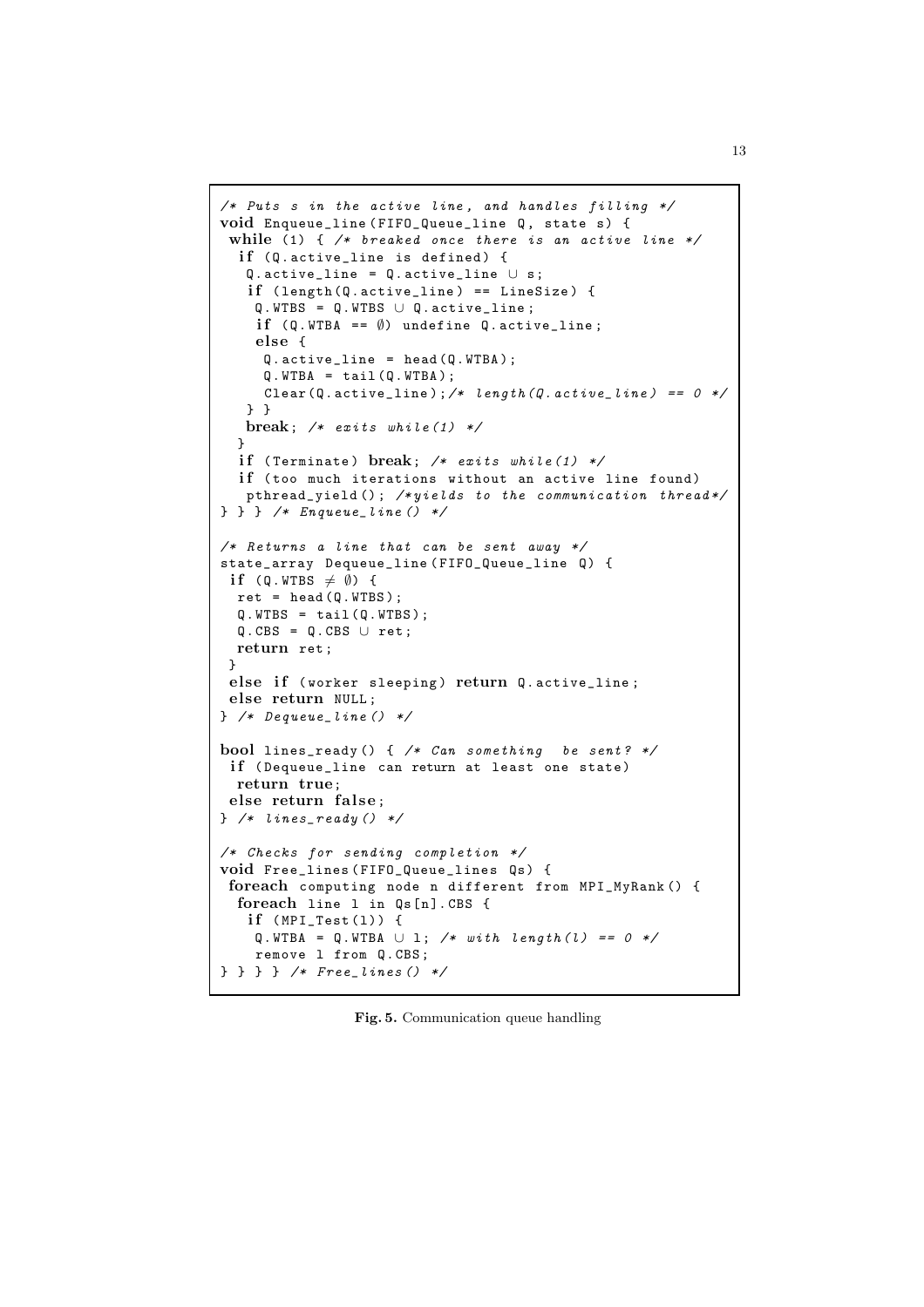```
/* Puts s in the active line, and handles filling */
void Enqueue_line(FIFO_Queue_line Q, state s) {
 while (1) { /* breaked once there is an active line */
  if (Q.active_line is defined) {
   Q.active_line = Q.active_line ∪ s;
   if (length(Q.active_line) == LineSize) {
    Q.WTBS = Q.WTBS ∪ Q.active_line;
    if (Q.WTBA == ∅) undefine Q.active_line;
    else {
     Q.active_line = head(Q.WTBA);
     Q.WTBA = tail(Q.WTBA);
     Clear(Q.active_line);/* length(Q.active_line) == 0 */
   } }
   break; /* exits while(1) */
  }
  if (Terminate) break; /* exits while(1) */
  if (too much iterations without an active line found)
   pthread_yield(); /*yields to the communication thread*/
} } } /* Enqueue_line() */

/* Returns a line that can be sent away */
state_array Dequeue_line(FIFO_Queue_line Q) {
 if (Q.WTBS ≠ ∅) {
  ret = head(Q.WTBS);
  Q.WTBS = tail(Q.WTBS);
  Q.CBS = Q.CBS ∪ ret;
  return ret;
 }
 else if (worker sleeping) return Q.active_line;
 else return NULL;
} /* Dequeue_line() */

bool lines_ready() { /* Can something  be sent? */
 if (Dequeue_line can return at least one state)
  return true;
 else return false;
} /* lines_ready() */

/* Checks for sending completion */
void Free_lines(FIFO_Queue_lines Qs) {
 foreach computing node n different from MPI_MyRank() {
  foreach line l in Qs[n].CBS {
   if (MPI_Test(l)) {
    Q.WTBA = Q.WTBA ∪ l; /* with length(l) == 0 */
    remove l from Q.CBS;
} } } } /* Free_lines() */
```

**Fig. 5.** Communication queue handling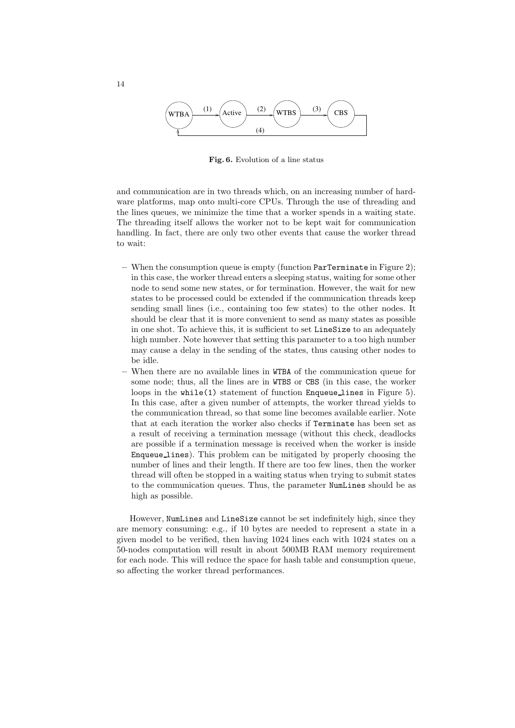**Fig. 6.** Evolution of a line status

and communication are in two threads which, on an increasing number of hardware platforms, map onto multi-core CPUs. Through the use of threading and the lines queues, we minimize the time that a worker spends in a waiting state. The threading itself allows the worker not to be kept wait for communication handling. In fact, there are only two other events that cause the worker thread to wait:

- When the consumption queue is empty (function `ParTerminate` in Figure 2); in this case, the worker thread enters a sleeping status, waiting for some other node to send some new states, or for termination. However, the wait for new states to be processed could be extended if the communication threads keep sending small lines (i.e., containing too few states) to the other nodes. It should be clear that it is more convenient to send as many states as possible in one shot. To achieve this, it is sufficient to set `LineSize` to an adequately high number. Note however that setting this parameter to a too high number may cause a delay in the sending of the states, thus causing other nodes to be idle.
- When there are no available lines in `WTBA` of the communication queue for some node; thus, all the lines are in `WTBS` or `CBS` (in this case, the worker loops in the `while(1)` statement of function `Enqueue_lines` in Figure 5). In this case, after a given number of attempts, the worker thread yields to the communication thread, so that some line becomes available earlier. Note that at each iteration the worker also checks if `Terminate` has been set as a result of receiving a termination message (without this check, deadlocks are possible if a termination message is received when the worker is inside `Enqueue_lines`). This problem can be mitigated by properly choosing the number of lines and their length. If there are too few lines, then the worker thread will often be stopped in a waiting status when trying to submit states to the communication queues. Thus, the parameter `NumLines` should be as high as possible.

However, `NumLines` and `LineSize` cannot be set indefinitely high, since they are memory consuming: e.g., if 10 bytes are needed to represent a state in a given model to be verified, then having 1024 lines each with 1024 states on a 50-nodes computation will result in about 500MB RAM memory requirement for each node. This will reduce the space for hash table and consumption queue, so affecting the worker thread performances.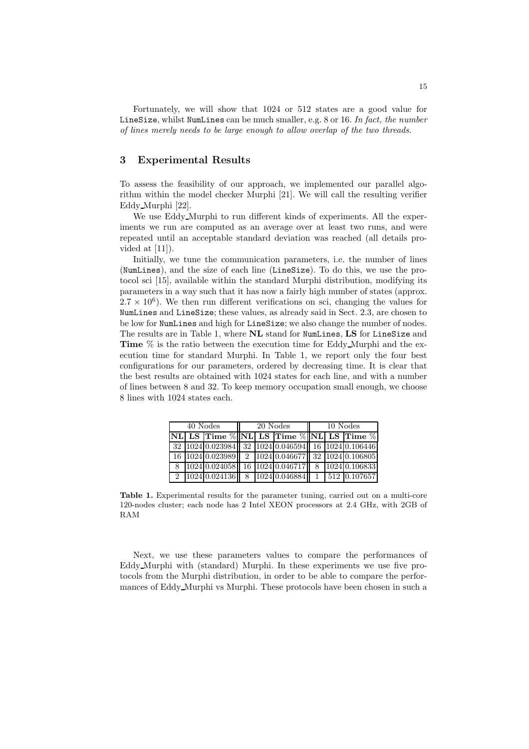Fortunately, we will show that 1024 or 512 states are a good value for LineSize, whilst NumLines can be much smaller, e.g. 8 or 16. *In fact, the number of lines merely needs to be large enough to allow overlap of the two threads.*

## 3 Experimental Results

To assess the feasibility of our approach, we implemented our parallel algorithm within the model checker Murphi [21]. We will call the resulting verifier Eddy_Murphi [22].

We use Eddy_Murphi to run different kinds of experiments. All the experiments we run are computed as an average over at least two runs, and were repeated until an acceptable standard deviation was reached (all details provided at [11]).

Initially, we tune the communication parameters, i.e. the number of lines (NumLines), and the size of each line (LineSize). To do this, we use the protocol sci [15], available within the standard Murphi distribution, modifying its parameters in a way such that it has now a fairly high number of states (approx. $2.7 \times 10^6$). We then run different verifications on sci, changing the values for NumLines and LineSize; these values, as already said in Sect. 2.3, are chosen to be low for NumLines and high for LineSize; we also change the number of nodes. The results are in Table 1, where **NL** stand for NumLines, **LS** for LineSize and **Time** % is the ratio between the execution time for Eddy_Murphi and the execution time for standard Murphi. In Table 1, we report only the four best configurations for our parameters, ordered by decreasing time. It is clear that the best results are obtained with 1024 states for each line, and with a number of lines between 8 and 32. To keep memory occupation small enough, we choose 8 lines with 1024 states each.

| 40 Nodes | | | 20 Nodes | | | 10 Nodes | | |
|---|---|---|---|---|---|---|---|---|
| **NL** | **LS** | **Time %** | **NL** | **LS** | **Time %** | **NL** | **LS** | **Time %** |
| 32 | 1024 | 0.023984 | 32 | 1024 | 0.046594 | 16 | 1024 | 0.106446 |
| 16 | 1024 | 0.023989 | 2 | 1024 | 0.046677 | 32 | 1024 | 0.106805 |
| 8 | 1024 | 0.024058 | 16 | 1024 | 0.046717 | 8 | 1024 | 0.106833 |
| 2 | 1024 | 0.024136 | 8 | 1024 | 0.046884 | 1 | 512 | 0.107657 |

**Table 1.** Experimental results for the parameter tuning, carried out on a multi-core 120-nodes cluster; each node has 2 Intel XEON processors at 2.4 GHz, with 2GB of RAM

Next, we use these parameters values to compare the performances of Eddy_Murphi with (standard) Murphi. In these experiments we use five protocols from the Murphi distribution, in order to be able to compare the performances of Eddy_Murphi vs Murphi. These protocols have been chosen in such a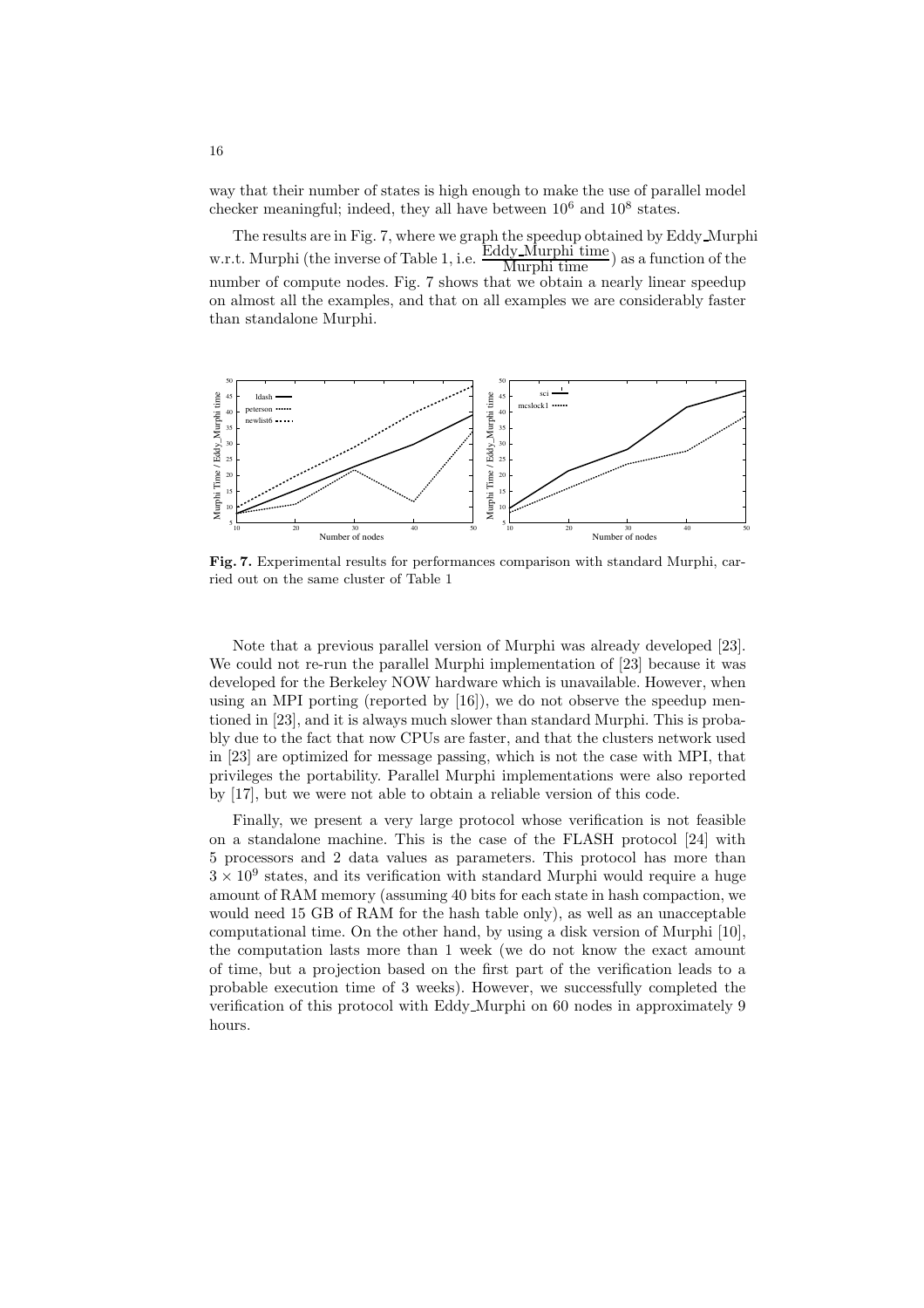way that their number of states is high enough to make the use of parallel model checker meaningful; indeed, they all have between $10^6$ and $10^8$ states.

The results are in Fig. 7, where we graph the speedup obtained by Eddy_Murphi w.r.t. Murphi (the inverse of Table 1, i.e. $\frac{\text{Eddy\_Murphi time}}{\text{Murphi time}}$) as a function of the number of compute nodes. Fig. 7 shows that we obtain a nearly linear speedup on almost all the examples, and that on all examples we are considerably faster than standalone Murphi.

**Fig. 7.** Experimental results for performances comparison with standard Murphi, carried out on the same cluster of Table 1

Note that a previous parallel version of Murphi was already developed [23]. We could not re-run the parallel Murphi implementation of [23] because it was developed for the Berkeley NOW hardware which is unavailable. However, when using an MPI porting (reported by [16]), we do not observe the speedup mentioned in [23], and it is always much slower than standard Murphi. This is probably due to the fact that now CPUs are faster, and that the clusters network used in [23] are optimized for message passing, which is not the case with MPI, that privileges the portability. Parallel Murphi implementations were also reported by [17], but we were not able to obtain a reliable version of this code.

Finally, we present a very large protocol whose verification is not feasible on a standalone machine. This is the case of the FLASH protocol [24] with 5 processors and 2 data values as parameters. This protocol has more than $3 \times 10^9$ states, and its verification with standard Murphi would require a huge amount of RAM memory (assuming 40 bits for each state in hash compaction, we would need 15 GB of RAM for the hash table only), as well as an unacceptable computational time. On the other hand, by using a disk version of Murphi [10], the computation lasts more than 1 week (we do not know the exact amount of time, but a projection based on the first part of the verification leads to a probable execution time of 3 weeks). However, we successfully completed the verification of this protocol with Eddy_Murphi on 60 nodes in approximately 9 hours.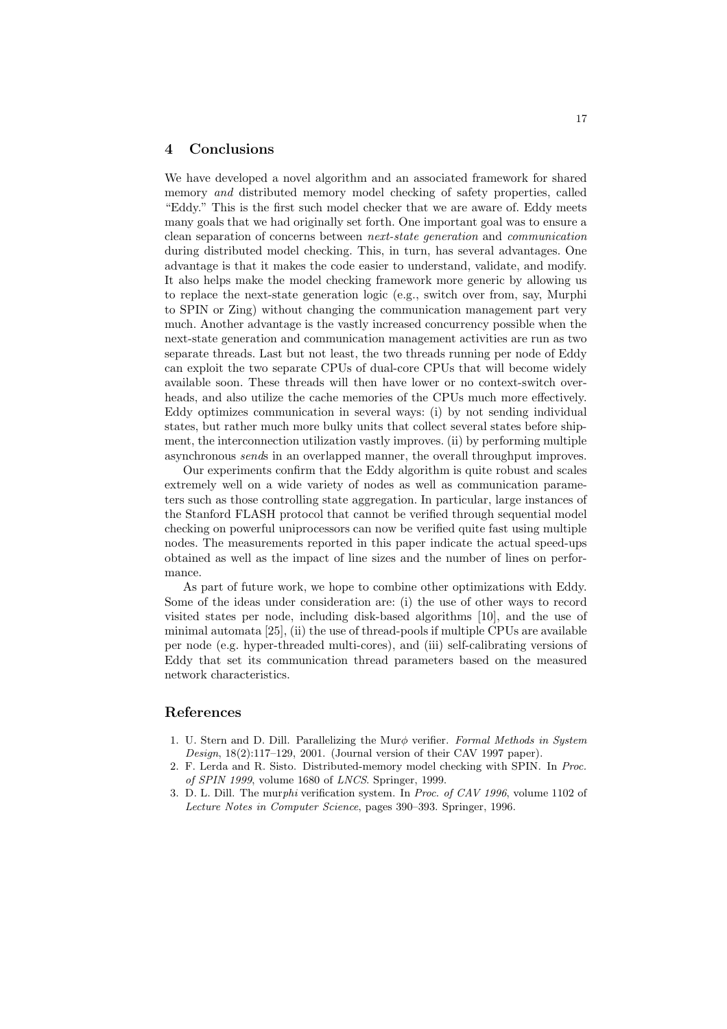## 4 Conclusions

We have developed a novel algorithm and an associated framework for shared memory *and* distributed memory model checking of safety properties, called "Eddy." This is the first such model checker that we are aware of. Eddy meets many goals that we had originally set forth. One important goal was to ensure a clean separation of concerns between *next-state generation* and *communication* during distributed model checking. This, in turn, has several advantages. One advantage is that it makes the code easier to understand, validate, and modify. It also helps make the model checking framework more generic by allowing us to replace the next-state generation logic (e.g., switch over from, say, Murphi to SPIN or Zing) without changing the communication management part very much. Another advantage is the vastly increased concurrency possible when the next-state generation and communication management activities are run as two separate threads. Last but not least, the two threads running per node of Eddy can exploit the two separate CPUs of dual-core CPUs that will become widely available soon. These threads will then have lower or no context-switch overheads, and also utilize the cache memories of the CPUs much more effectively. Eddy optimizes communication in several ways: (i) by not sending individual states, but rather much more bulky units that collect several states before shipment, the interconnection utilization vastly improves. (ii) by performing multiple asynchronous *send*s in an overlapped manner, the overall throughput improves.

Our experiments confirm that the Eddy algorithm is quite robust and scales extremely well on a wide variety of nodes as well as communication parameters such as those controlling state aggregation. In particular, large instances of the Stanford FLASH protocol that cannot be verified through sequential model checking on powerful uniprocessors can now be verified quite fast using multiple nodes. The measurements reported in this paper indicate the actual speed-ups obtained as well as the impact of line sizes and the number of lines on performance.

As part of future work, we hope to combine other optimizations with Eddy. Some of the ideas under consideration are: (i) the use of other ways to record visited states per node, including disk-based algorithms [10], and the use of minimal automata [25], (ii) the use of thread-pools if multiple CPUs are available per node (e.g. hyper-threaded multi-cores), and (iii) self-calibrating versions of Eddy that set its communication thread parameters based on the measured network characteristics.

## References

1. U. Stern and D. Dill. Parallelizing the Mur$\phi$ verifier. *Formal Methods in System Design*, 18(2):117–129, 2001. (Journal version of their CAV 1997 paper).
2. F. Lerda and R. Sisto. Distributed-memory model checking with SPIN. In *Proc. of SPIN 1999*, volume 1680 of *LNCS*. Springer, 1999.
3. D. L. Dill. The mur*phi* verification system. In *Proc. of CAV 1996*, volume 1102 of *Lecture Notes in Computer Science*, pages 390–393. Springer, 1996.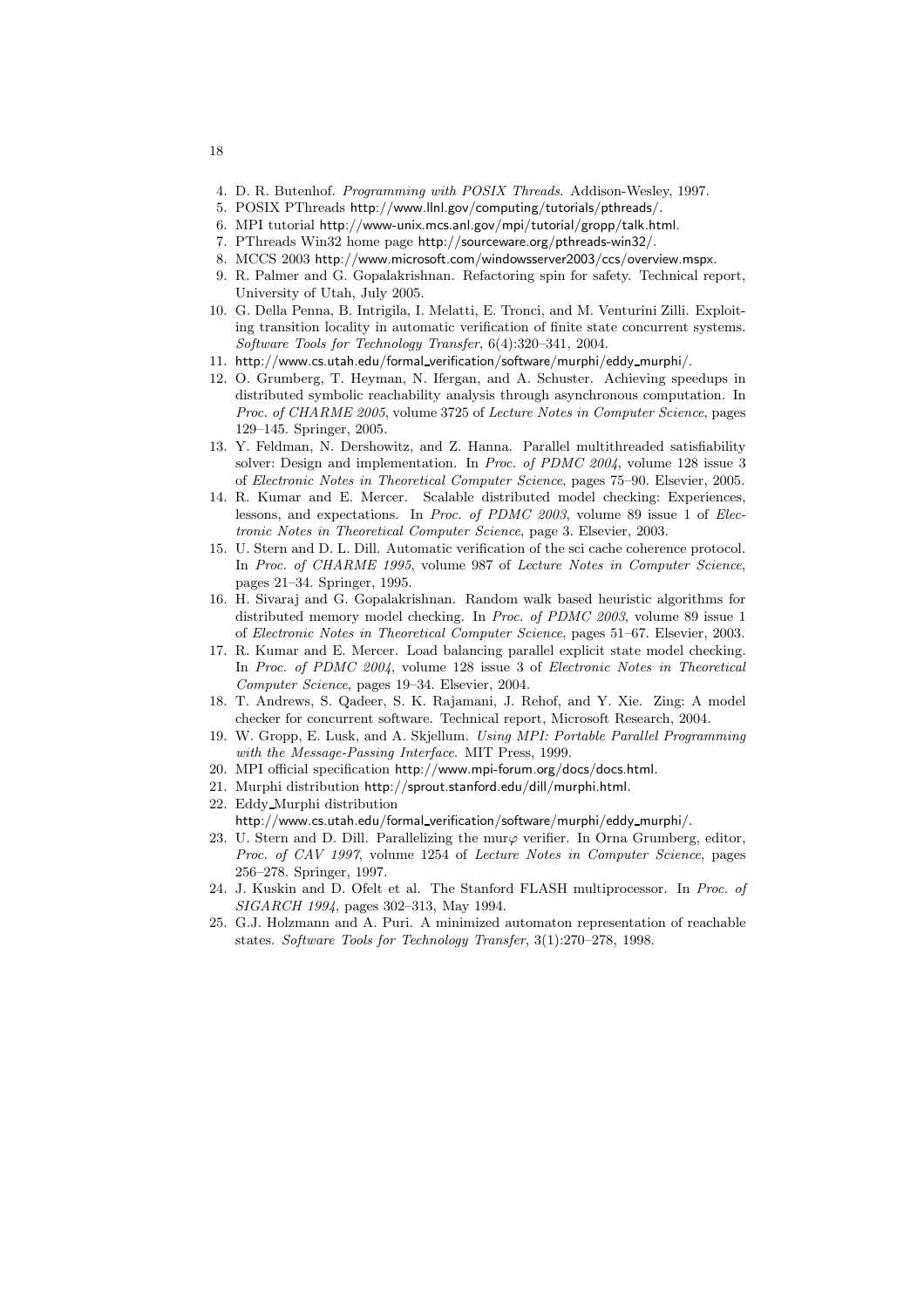4. D. R. Butenhof. *Programming with POSIX Threads*. Addison-Wesley, 1997.
5. POSIX PThreads http://www.llnl.gov/computing/tutorials/pthreads/.
6. MPI tutorial http://www-unix.mcs.anl.gov/mpi/tutorial/gropp/talk.html.
7. PThreads Win32 home page http://sourceware.org/pthreads-win32/.
8. MCCS 2003 http://www.microsoft.com/windowsserver2003/ccs/overview.mspx.
9. R. Palmer and G. Gopalakrishnan. Refactoring spin for safety. Technical report, University of Utah, July 2005.
10. G. Della Penna, B. Intrigila, I. Melatti, E. Tronci, and M. Venturini Zilli. Exploiting transition locality in automatic verification of finite state concurrent systems. *Software Tools for Technology Transfer*, 6(4):320–341, 2004.
11. http://www.cs.utah.edu/formal_verification/software/murphi/eddy_murphi/.
12. O. Grumberg, T. Heyman, N. Ifergan, and A. Schuster. Achieving speedups in distributed symbolic reachability analysis through asynchronous computation. In *Proc. of CHARME 2005*, volume 3725 of *Lecture Notes in Computer Science*, pages 129–145. Springer, 2005.
13. Y. Feldman, N. Dershowitz, and Z. Hanna. Parallel multithreaded satisfiability solver: Design and implementation. In *Proc. of PDMC 2004*, volume 128 issue 3 of *Electronic Notes in Theoretical Computer Science*, pages 75–90. Elsevier, 2005.
14. R. Kumar and E. Mercer. Scalable distributed model checking: Experiences, lessons, and expectations. In *Proc. of PDMC 2003*, volume 89 issue 1 of *Electronic Notes in Theoretical Computer Science*, page 3. Elsevier, 2003.
15. U. Stern and D. L. Dill. Automatic verification of the sci cache coherence protocol. In *Proc. of CHARME 1995*, volume 987 of *Lecture Notes in Computer Science*, pages 21–34. Springer, 1995.
16. H. Sivaraj and G. Gopalakrishnan. Random walk based heuristic algorithms for distributed memory model checking. In *Proc. of PDMC 2003*, volume 89 issue 1 of *Electronic Notes in Theoretical Computer Science*, pages 51–67. Elsevier, 2003.
17. R. Kumar and E. Mercer. Load balancing parallel explicit state model checking. In *Proc. of PDMC 2004*, volume 128 issue 3 of *Electronic Notes in Theoretical Computer Science*, pages 19–34. Elsevier, 2004.
18. T. Andrews, S. Qadeer, S. K. Rajamani, J. Rehof, and Y. Xie. Zing: A model checker for concurrent software. Technical report, Microsoft Research, 2004.
19. W. Gropp, E. Lusk, and A. Skjellum. *Using MPI: Portable Parallel Programming with the Message-Passing Interface*. MIT Press, 1999.
20. MPI official specification http://www.mpi-forum.org/docs/docs.html.
21. Murphi distribution http://sprout.stanford.edu/dill/murphi.html.
22. Eddy_Murphi distribution http://www.cs.utah.edu/formal_verification/software/murphi/eddy_murphi/.
23. U. Stern and D. Dill. Parallelizing the mur$\varphi$ verifier. In Orna Grumberg, editor, *Proc. of CAV 1997*, volume 1254 of *Lecture Notes in Computer Science*, pages 256–278. Springer, 1997.
24. J. Kuskin and D. Ofelt et al. The Stanford FLASH multiprocessor. In *Proc. of SIGARCH 1994*, pages 302–313, May 1994.
25. G.J. Holzmann and A. Puri. A minimized automaton representation of reachable states. *Software Tools for Technology Transfer*, 3(1):270–278, 1998.